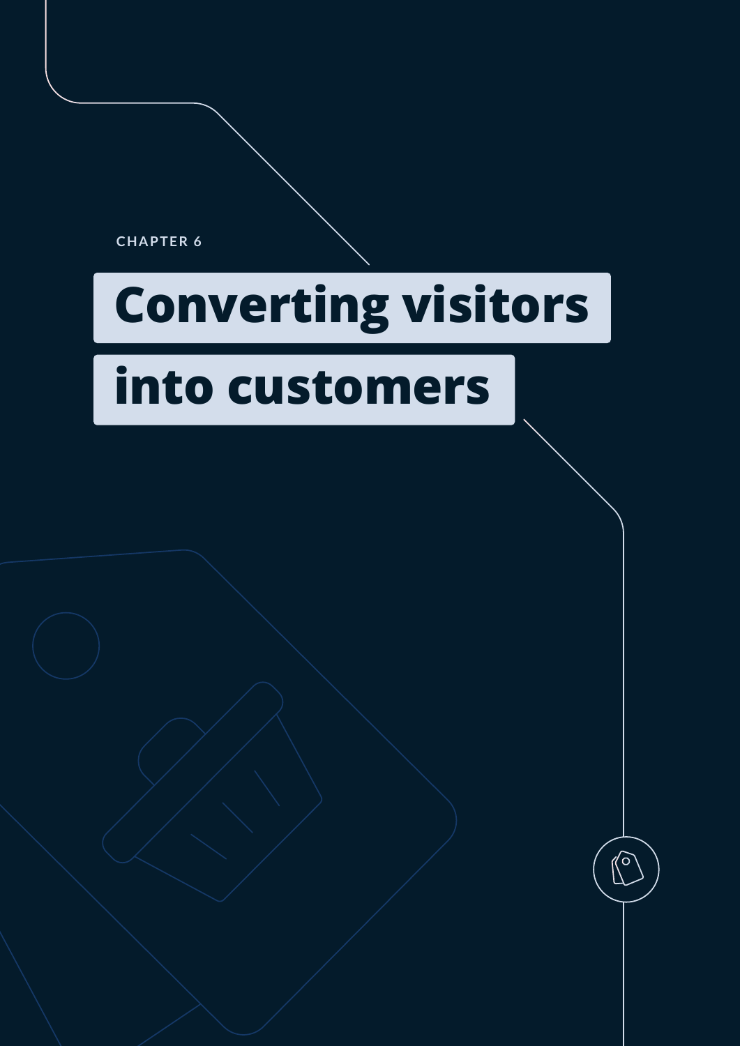CHAPTER 6

# Converting visitors into customers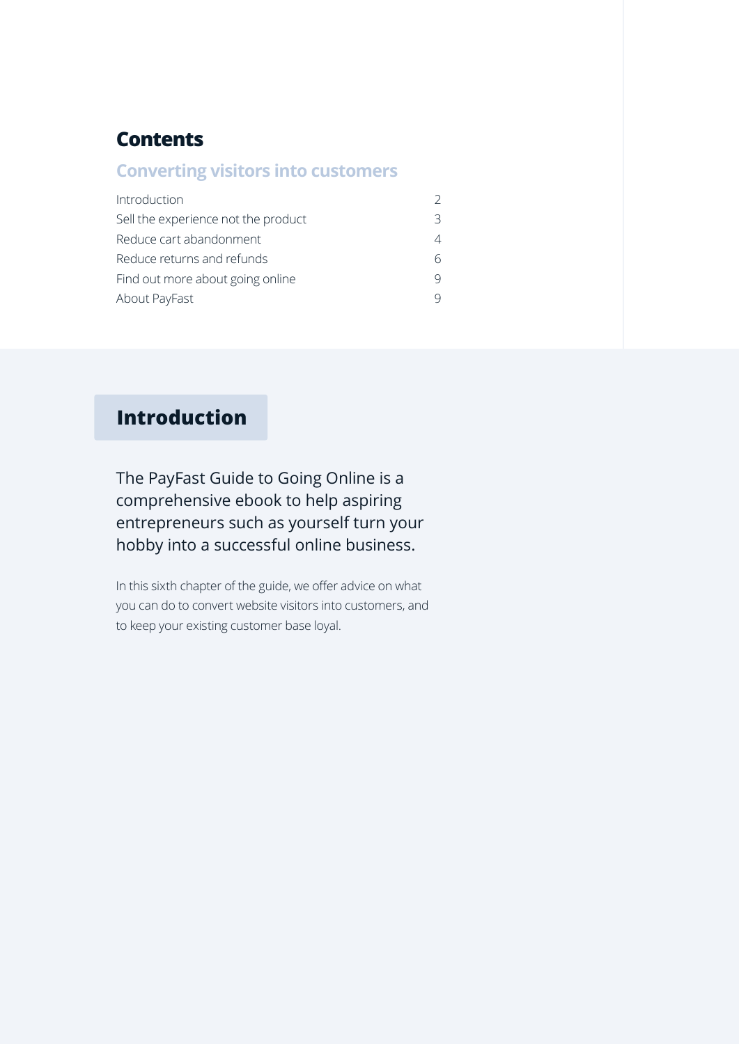# Contents

## Converting visitors into customers

| | |
|---|---|
| Introduction | 2 |
| Sell the experience not the product | 3 |
| Reduce cart abandonment | 4 |
| Reduce returns and refunds | 6 |
| Find out more about going online | 9 |
| About PayFast | 9 |

# Introduction

The PayFast Guide to Going Online is a comprehensive ebook to help aspiring entrepreneurs such as yourself turn your hobby into a successful online business.

In this sixth chapter of the guide, we offer advice on what you can do to convert website visitors into customers, and to keep your existing customer base loyal.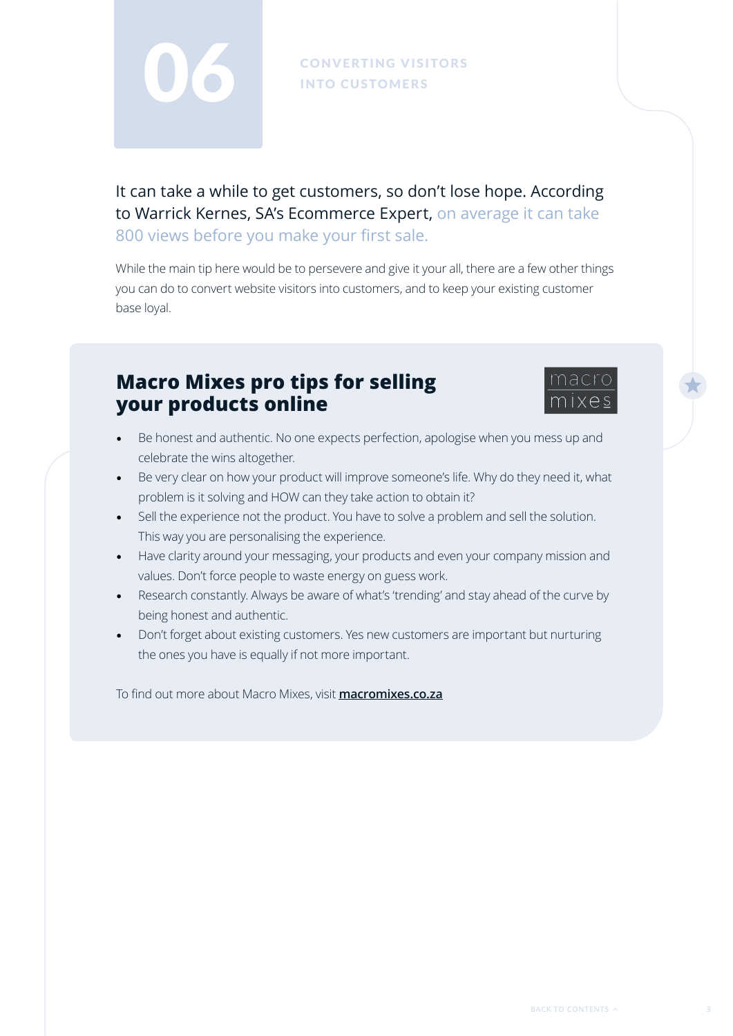# 06 CONVERTING VISITORS INTO CUSTOMERS

It can take a while to get customers, so don't lose hope. According to Warrick Kernes, SA's Ecommerce Expert, on average it can take 800 views before you make your first sale.

While the main tip here would be to persevere and give it your all, there are a few other things you can do to convert website visitors into customers, and to keep your existing customer base loyal.

## Macro Mixes pro tips for selling your products online

macro mixes

- Be honest and authentic. No one expects perfection, apologise when you mess up and celebrate the wins altogether.
- Be very clear on how your product will improve someone's life. Why do they need it, what problem is it solving and HOW can they take action to obtain it?
- Sell the experience not the product. You have to solve a problem and sell the solution. This way you are personalising the experience.
- Have clarity around your messaging, your products and even your company mission and values. Don't force people to waste energy on guess work.
- Research constantly. Always be aware of what's 'trending' and stay ahead of the curve by being honest and authentic.
- Don't forget about existing customers. Yes new customers are important but nurturing the ones you have is equally if not more important.

To find out more about Macro Mixes, visit **macromixes.co.za**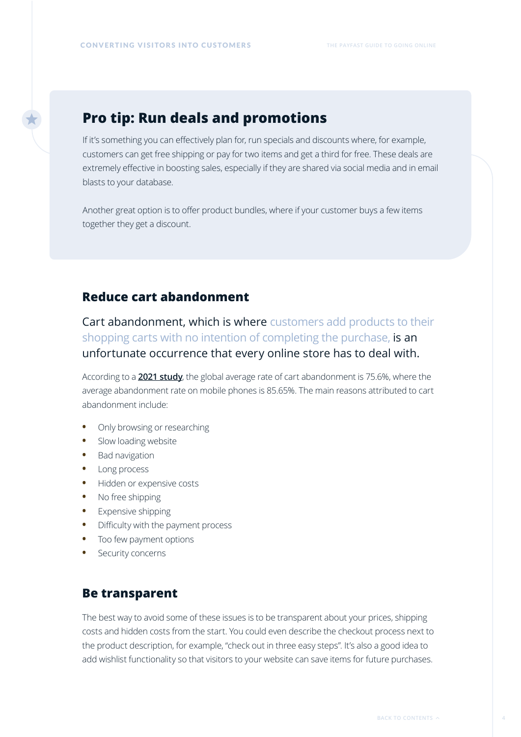## Pro tip: Run deals and promotions

If it's something you can effectively plan for, run specials and discounts where, for example, customers can get free shipping or pay for two items and get a third for free. These deals are extremely effective in boosting sales, especially if they are shared via social media and in email blasts to your database.

Another great option is to offer product bundles, where if your customer buys a few items together they get a discount.

## Reduce cart abandonment

Cart abandonment, which is where customers add products to their shopping carts with no intention of completing the purchase, is an unfortunate occurrence that every online store has to deal with.

According to a **2021 study**, the global average rate of cart abandonment is 75.6%, where the average abandonment rate on mobile phones is 85.65%. The main reasons attributed to cart abandonment include:

- Only browsing or researching
- Slow loading website
- Bad navigation
- Long process
- Hidden or expensive costs
- No free shipping
- Expensive shipping
- Difficulty with the payment process
- Too few payment options
- Security concerns

## Be transparent

The best way to avoid some of these issues is to be transparent about your prices, shipping costs and hidden costs from the start. You could even describe the checkout process next to the product description, for example, "check out in three easy steps". It's also a good idea to add wishlist functionality so that visitors to your website can save items for future purchases.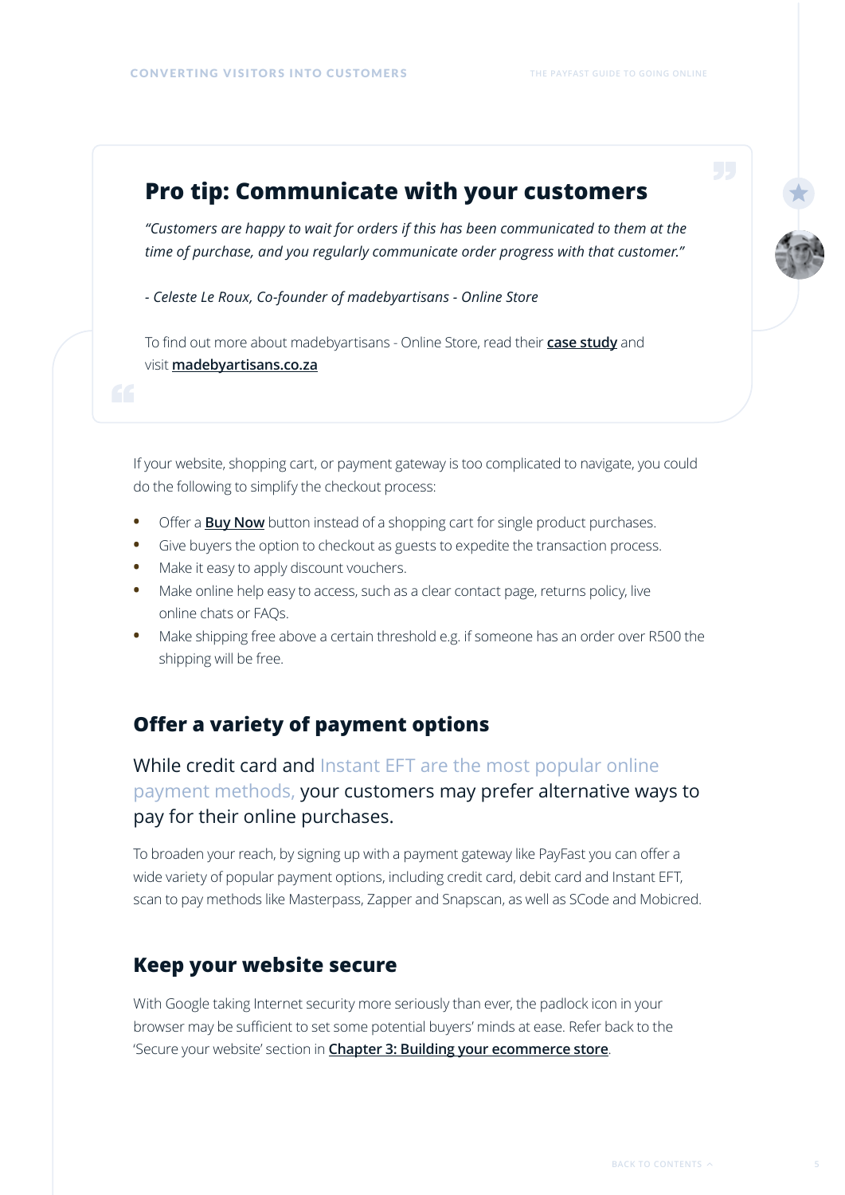## Pro tip: Communicate with your customers

*"Customers are happy to wait for orders if this has been communicated to them at the time of purchase, and you regularly communicate order progress with that customer."*

*- Celeste Le Roux, Co-founder of madebyartisans - Online Store*

To find out more about madebyartisans - Online Store, read their **case study** and visit **madebyartisans.co.za**

If your website, shopping cart, or payment gateway is too complicated to navigate, you could do the following to simplify the checkout process:

- Offer a **Buy Now** button instead of a shopping cart for single product purchases.
- Give buyers the option to checkout as guests to expedite the transaction process.
- Make it easy to apply discount vouchers.
- Make online help easy to access, such as a clear contact page, returns policy, live online chats or FAQs.
- Make shipping free above a certain threshold e.g. if someone has an order over R500 the shipping will be free.

## Offer a variety of payment options

While credit card and Instant EFT are the most popular online payment methods, your customers may prefer alternative ways to pay for their online purchases.

To broaden your reach, by signing up with a payment gateway like PayFast you can offer a wide variety of popular payment options, including credit card, debit card and Instant EFT, scan to pay methods like Masterpass, Zapper and Snapscan, as well as SCode and Mobicred.

## Keep your website secure

With Google taking Internet security more seriously than ever, the padlock icon in your browser may be sufficient to set some potential buyers' minds at ease. Refer back to the 'Secure your website' section in **Chapter 3: Building your ecommerce store**.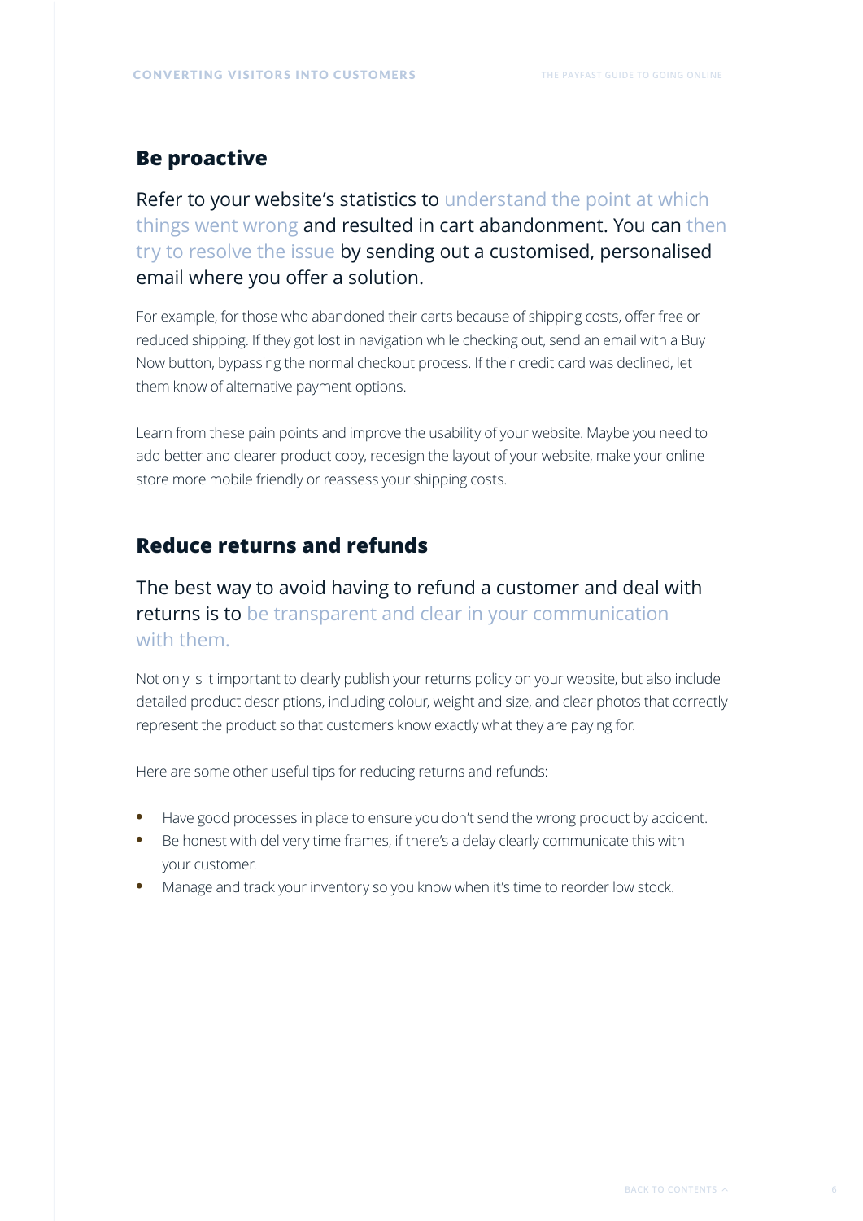## Be proactive

Refer to your website's statistics to understand the point at which things went wrong and resulted in cart abandonment. You can then try to resolve the issue by sending out a customised, personalised email where you offer a solution.

For example, for those who abandoned their carts because of shipping costs, offer free or reduced shipping. If they got lost in navigation while checking out, send an email with a Buy Now button, bypassing the normal checkout process. If their credit card was declined, let them know of alternative payment options.

Learn from these pain points and improve the usability of your website. Maybe you need to add better and clearer product copy, redesign the layout of your website, make your online store more mobile friendly or reassess your shipping costs.

## Reduce returns and refunds

The best way to avoid having to refund a customer and deal with returns is to be transparent and clear in your communication with them.

Not only is it important to clearly publish your returns policy on your website, but also include detailed product descriptions, including colour, weight and size, and clear photos that correctly represent the product so that customers know exactly what they are paying for.

Here are some other useful tips for reducing returns and refunds:

- Have good processes in place to ensure you don't send the wrong product by accident.
- Be honest with delivery time frames, if there's a delay clearly communicate this with your customer.
- Manage and track your inventory so you know when it's time to reorder low stock.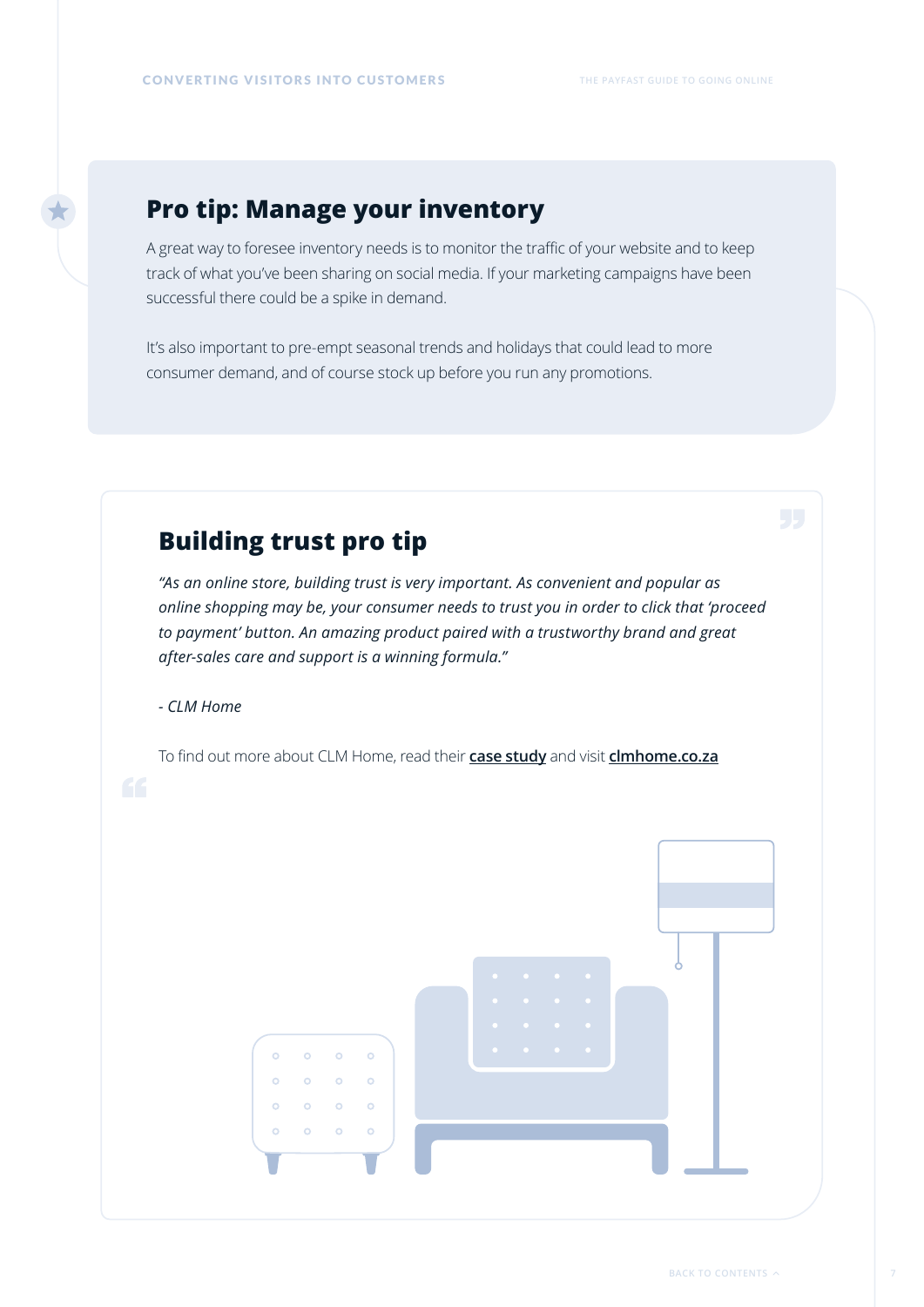## Pro tip: Manage your inventory

A great way to foresee inventory needs is to monitor the traffic of your website and to keep track of what you've been sharing on social media. If your marketing campaigns have been successful there could be a spike in demand.

It's also important to pre-empt seasonal trends and holidays that could lead to more consumer demand, and of course stock up before you run any promotions.

## Building trust pro tip

*"As an online store, building trust is very important. As convenient and popular as online shopping may be, your consumer needs to trust you in order to click that 'proceed to payment' button. An amazing product paired with a trustworthy brand and great after-sales care and support is a winning formula."*

*- CLM Home*

To find out more about CLM Home, read their **case study** and visit **clmhome.co.za**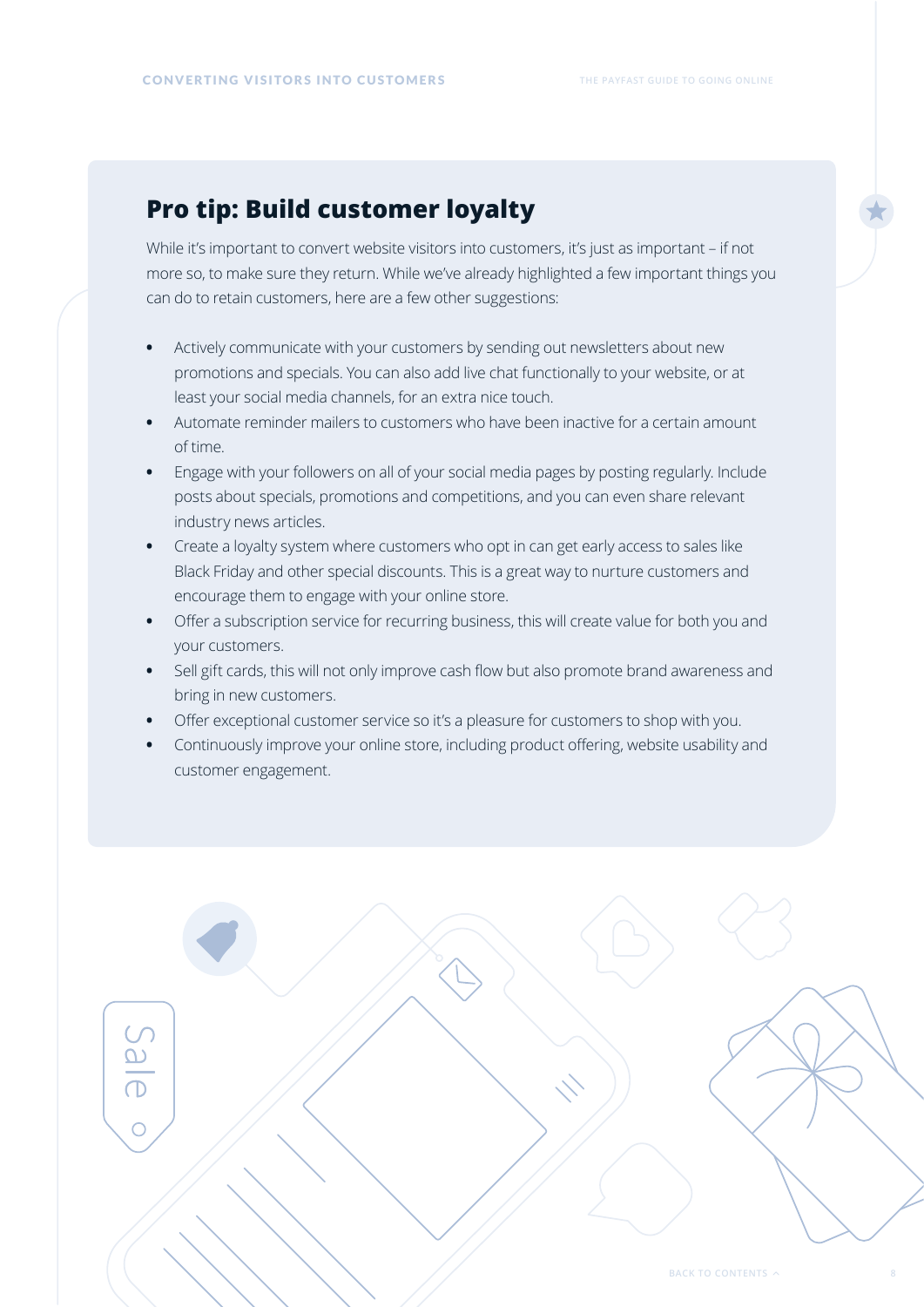## Pro tip: Build customer loyalty

While it's important to convert website visitors into customers, it's just as important – if not more so, to make sure they return. While we've already highlighted a few important things you can do to retain customers, here are a few other suggestions:

- Actively communicate with your customers by sending out newsletters about new promotions and specials. You can also add live chat functionally to your website, or at least your social media channels, for an extra nice touch.
- Automate reminder mailers to customers who have been inactive for a certain amount of time.
- Engage with your followers on all of your social media pages by posting regularly. Include posts about specials, promotions and competitions, and you can even share relevant industry news articles.
- Create a loyalty system where customers who opt in can get early access to sales like Black Friday and other special discounts. This is a great way to nurture customers and encourage them to engage with your online store.
- Offer a subscription service for recurring business, this will create value for both you and your customers.
- Sell gift cards, this will not only improve cash flow but also promote brand awareness and bring in new customers.
- Offer exceptional customer service so it's a pleasure for customers to shop with you.
- Continuously improve your online store, including product offering, website usability and customer engagement.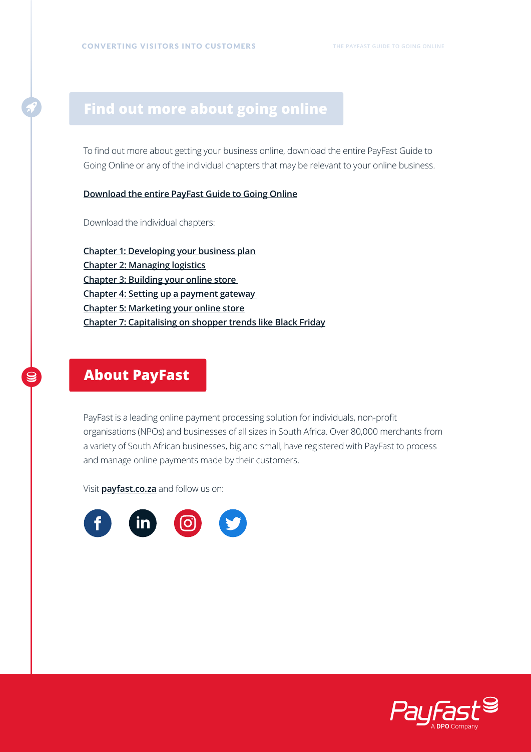## Find out more about going online

To find out more about getting your business online, download the entire PayFast Guide to Going Online or any of the individual chapters that may be relevant to your online business.

**Download the entire PayFast Guide to Going Online**

Download the individual chapters:

**Chapter 1: Developing your business plan**
**Chapter 2: Managing logistics**
**Chapter 3: Building your online store**
**Chapter 4: Setting up a payment gateway**
**Chapter 5: Marketing your online store**
**Chapter 7: Capitalising on shopper trends like Black Friday**

## About PayFast

PayFast is a leading online payment processing solution for individuals, non-profit organisations (NPOs) and businesses of all sizes in South Africa. Over 80,000 merchants from a variety of South African businesses, big and small, have registered with PayFast to process and manage online payments made by their customers.

Visit **payfast.co.za** and follow us on: